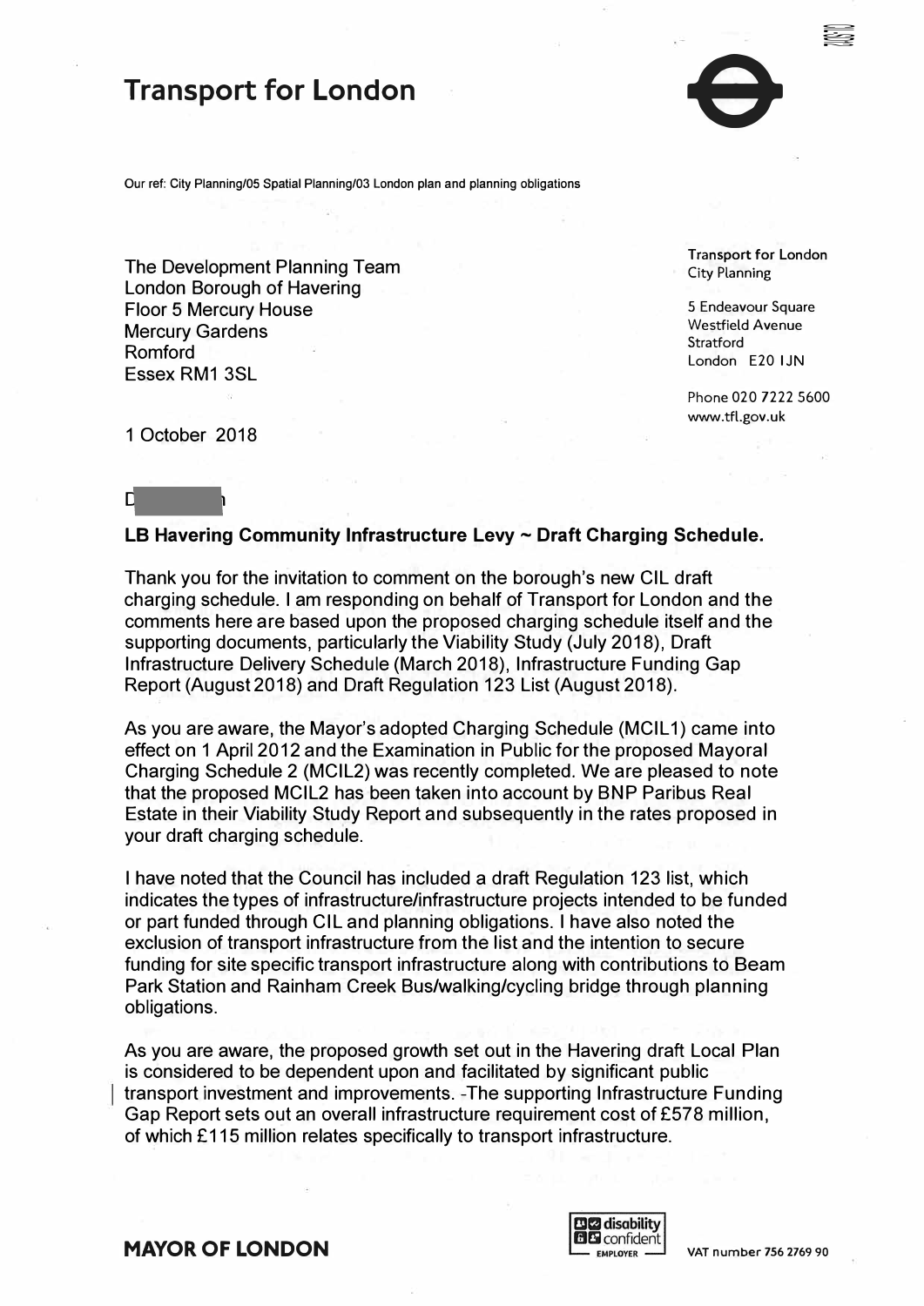# Transport for London

Our ref: City Planning/05 Spatial Planning/03 London plan and planning obligations

The Development Planning Team
London Borough of Havering
Floor 5 Mercury House
Mercury Gardens
Romford
Essex RM1 3SL

Transport for London
City Planning

5 Endeavour Square
Westfield Avenue
Stratford
London E20 1JN

Phone 020 7222 5600
www.tfl.gov.uk

1 October 2018

D[redacted]n

**LB Havering Community Infrastructure Levy ~ Draft Charging Schedule.**

Thank you for the invitation to comment on the borough's new CIL draft charging schedule. I am responding on behalf of Transport for London and the comments here are based upon the proposed charging schedule itself and the supporting documents, particularly the Viability Study (July 2018), Draft Infrastructure Delivery Schedule (March 2018), Infrastructure Funding Gap Report (August 2018) and Draft Regulation 123 List (August 2018).

As you are aware, the Mayor's adopted Charging Schedule (MCIL1) came into effect on 1 April 2012 and the Examination in Public for the proposed Mayoral Charging Schedule 2 (MCIL2) was recently completed. We are pleased to note that the proposed MCIL2 has been taken into account by BNP Paribus Real Estate in their Viability Study Report and subsequently in the rates proposed in your draft charging schedule.

I have noted that the Council has included a draft Regulation 123 list, which indicates the types of infrastructure/infrastructure projects intended to be funded or part funded through CIL and planning obligations. I have also noted the exclusion of transport infrastructure from the list and the intention to secure funding for site specific transport infrastructure along with contributions to Beam Park Station and Rainham Creek Bus/walking/cycling bridge through planning obligations.

As you are aware, the proposed growth set out in the Havering draft Local Plan is considered to be dependent upon and facilitated by significant public transport investment and improvements. The supporting Infrastructure Funding Gap Report sets out an overall infrastructure requirement cost of £578 million, of which £115 million relates specifically to transport infrastructure.

MAYOR OF LONDON

VAT number 756 2769 90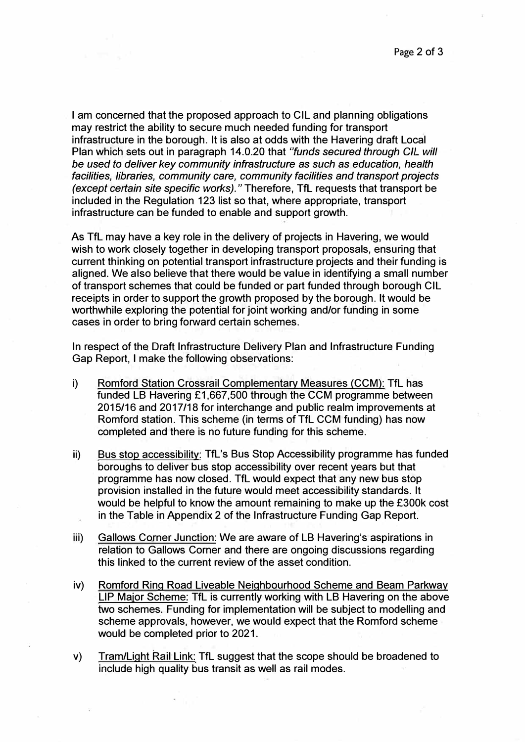I am concerned that the proposed approach to CIL and planning obligations may restrict the ability to secure much needed funding for transport infrastructure in the borough. It is also at odds with the Havering draft Local Plan which sets out in paragraph 14.0.20 that *"funds secured through CIL will be used to deliver key community infrastructure as such as education, health facilities, libraries, community care, community facilities and transport projects (except certain site specific works)."* Therefore, TfL requests that transport be included in the Regulation 123 list so that, where appropriate, transport infrastructure can be funded to enable and support growth.

As TfL may have a key role in the delivery of projects in Havering, we would wish to work closely together in developing transport proposals, ensuring that current thinking on potential transport infrastructure projects and their funding is aligned. We also believe that there would be value in identifying a small number of transport schemes that could be funded or part funded through borough CIL receipts in order to support the growth proposed by the borough. It would be worthwhile exploring the potential for joint working and/or funding in some cases in order to bring forward certain schemes.

In respect of the Draft Infrastructure Delivery Plan and Infrastructure Funding Gap Report, I make the following observations:

i) <u>Romford Station Crossrail Complementary Measures (CCM):</u> TfL has funded LB Havering £1,667,500 through the CCM programme between 2015/16 and 2017/18 for interchange and public realm improvements at Romford station. This scheme (in terms of TfL CCM funding) has now completed and there is no future funding for this scheme.

ii) <u>Bus stop accessibility:</u> TfL's Bus Stop Accessibility programme has funded boroughs to deliver bus stop accessibility over recent years but that programme has now closed. TfL would expect that any new bus stop provision installed in the future would meet accessibility standards. It would be helpful to know the amount remaining to make up the £300k cost in the Table in Appendix 2 of the Infrastructure Funding Gap Report.

iii) <u>Gallows Corner Junction:</u> We are aware of LB Havering's aspirations in relation to Gallows Corner and there are ongoing discussions regarding this linked to the current review of the asset condition.

iv) <u>Romford Ring Road Liveable Neighbourhood Scheme and Beam Parkway LIP Major Scheme:</u> TfL is currently working with LB Havering on the above two schemes. Funding for implementation will be subject to modelling and scheme approvals, however, we would expect that the Romford scheme would be completed prior to 2021.

v) <u>Tram/Light Rail Link:</u> TfL suggest that the scope should be broadened to include high quality bus transit as well as rail modes.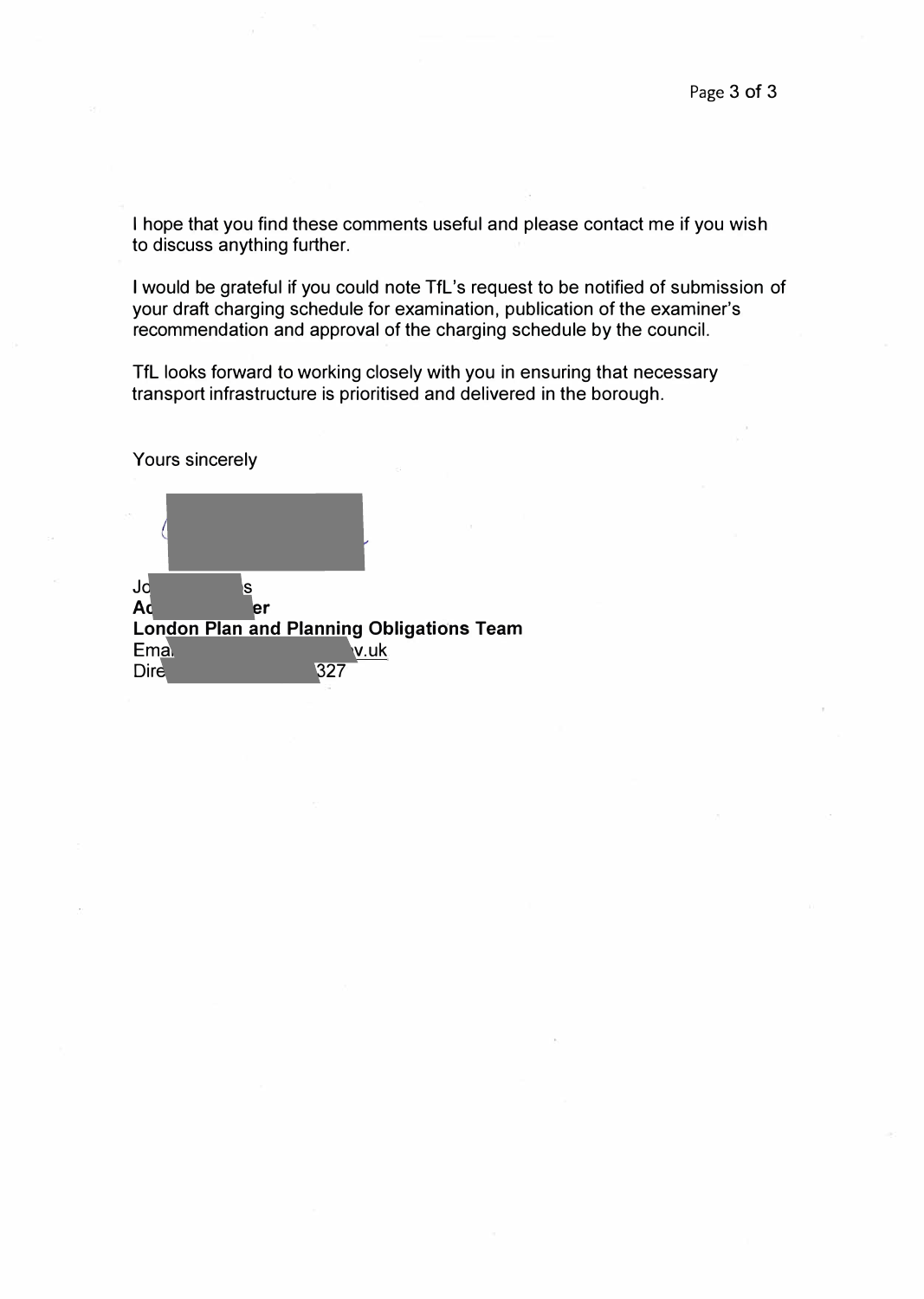I hope that you find these comments useful and please contact me if you wish to discuss anything further.

I would be grateful if you could note TfL's request to be notified of submission of your draft charging schedule for examination, publication of the examiner's recommendation and approval of the charging schedule by the council.

TfL looks forward to working closely with you in ensuring that necessary transport infrastructure is prioritised and delivered in the borough.

Yours sincerely

Jo s
**Ac er**
**London Plan and Planning Obligations Team**
Ema v.uk
Dire 327